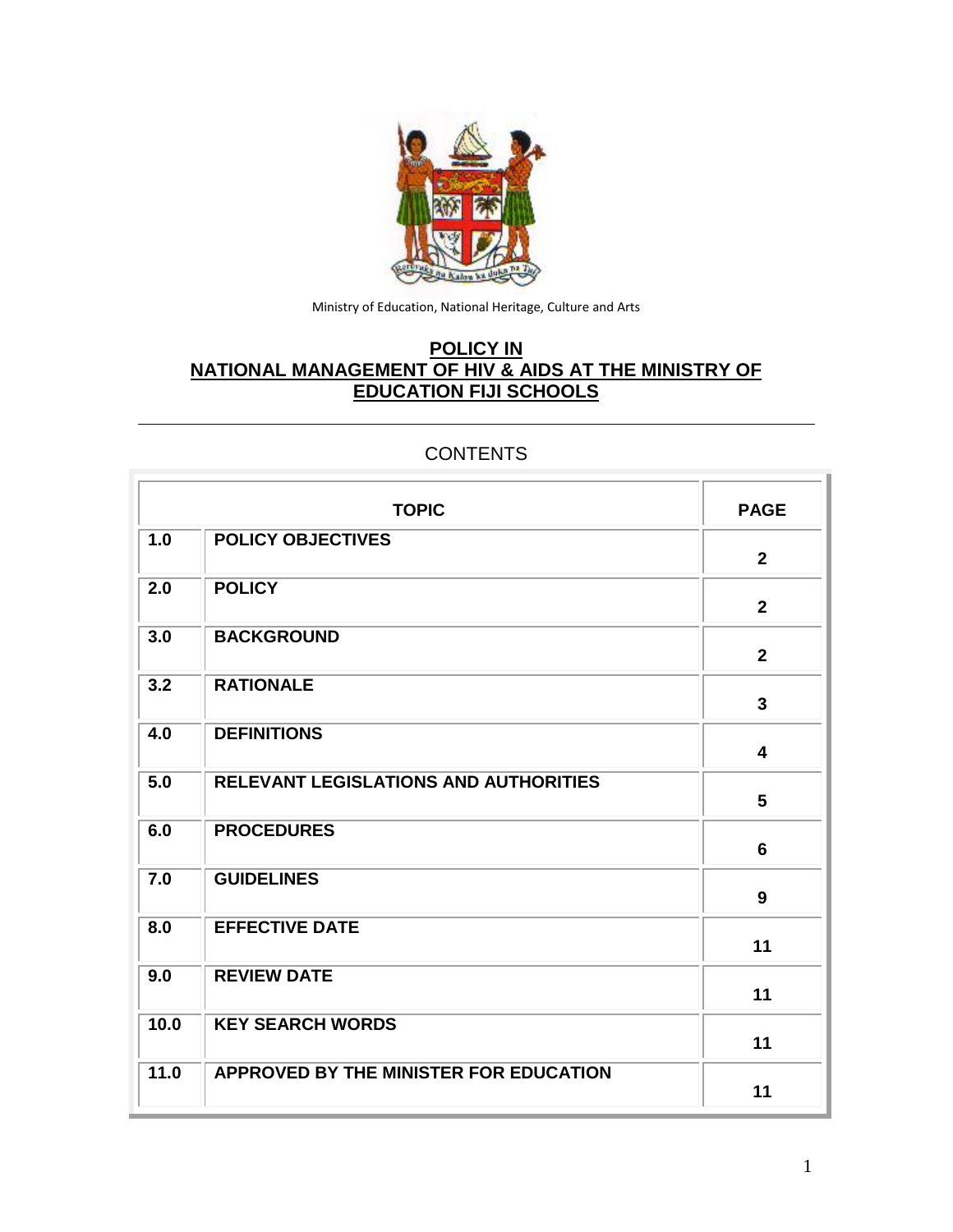Ministry of Education, National Heritage, Culture and Arts

# POLICY IN NATIONAL MANAGEMENT OF HIV & AIDS AT THE MINISTRY OF EDUCATION FIJI SCHOOLS

CONTENTS

| TOPIC | | PAGE |
|---|---|---|
| 1.0 | POLICY OBJECTIVES | 2 |
| 2.0 | POLICY | 2 |
| 3.0 | BACKGROUND | 2 |
| 3.2 | RATIONALE | 3 |
| 4.0 | DEFINITIONS | 4 |
| 5.0 | RELEVANT LEGISLATIONS AND AUTHORITIES | 5 |
| 6.0 | PROCEDURES | 6 |
| 7.0 | GUIDELINES | 9 |
| 8.0 | EFFECTIVE DATE | 11 |
| 9.0 | REVIEW DATE | 11 |
| 10.0 | KEY SEARCH WORDS | 11 |
| 11.0 | APPROVED BY THE MINISTER FOR EDUCATION | 11 |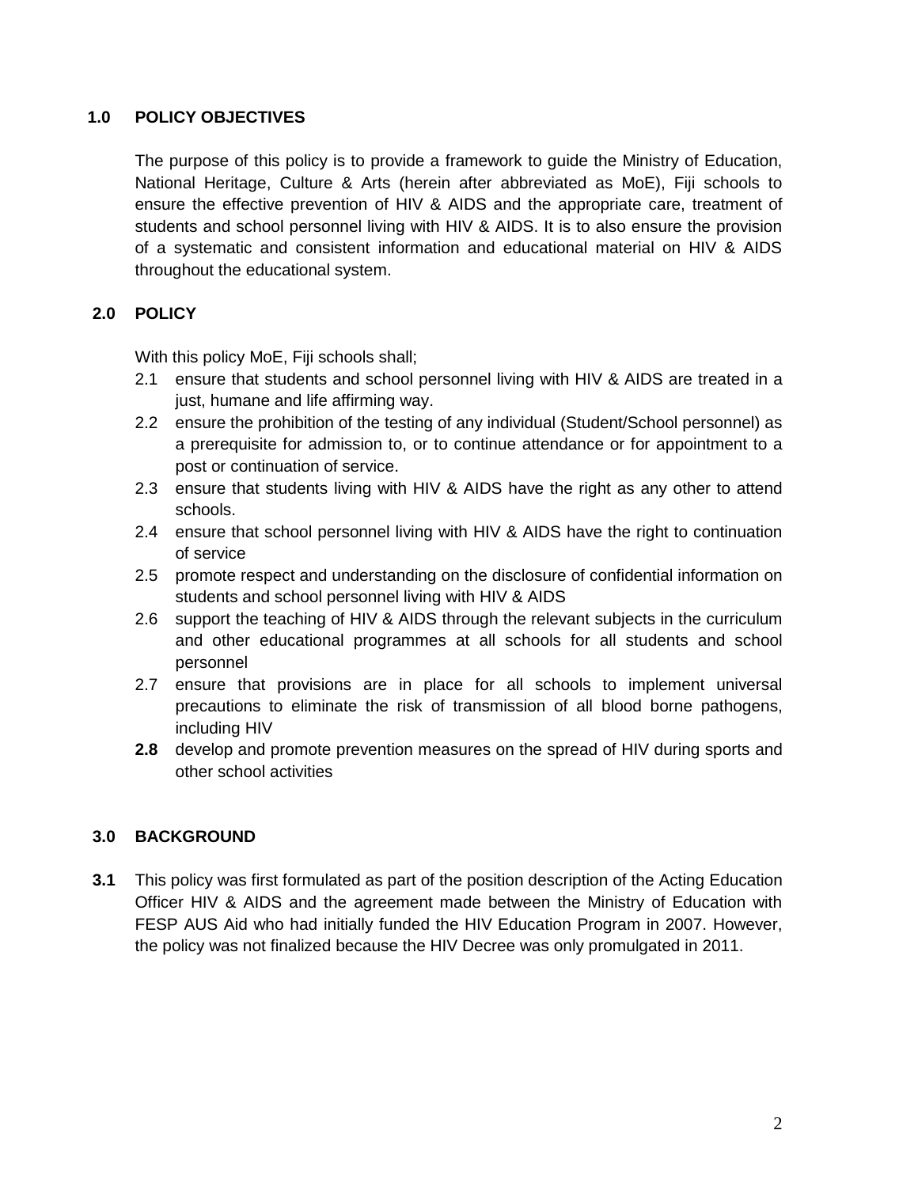## 1.0 POLICY OBJECTIVES

The purpose of this policy is to provide a framework to guide the Ministry of Education, National Heritage, Culture & Arts (herein after abbreviated as MoE), Fiji schools to ensure the effective prevention of HIV & AIDS and the appropriate care, treatment of students and school personnel living with HIV & AIDS. It is to also ensure the provision of a systematic and consistent information and educational material on HIV & AIDS throughout the educational system.

## 2.0 POLICY

With this policy MoE, Fiji schools shall;

2.1 ensure that students and school personnel living with HIV & AIDS are treated in a just, humane and life affirming way.

2.2 ensure the prohibition of the testing of any individual (Student/School personnel) as a prerequisite for admission to, or to continue attendance or for appointment to a post or continuation of service.

2.3 ensure that students living with HIV & AIDS have the right as any other to attend schools.

2.4 ensure that school personnel living with HIV & AIDS have the right to continuation of service

2.5 promote respect and understanding on the disclosure of confidential information on students and school personnel living with HIV & AIDS

2.6 support the teaching of HIV & AIDS through the relevant subjects in the curriculum and other educational programmes at all schools for all students and school personnel

2.7 ensure that provisions are in place for all schools to implement universal precautions to eliminate the risk of transmission of all blood borne pathogens, including HIV

**2.8** develop and promote prevention measures on the spread of HIV during sports and other school activities

## 3.0 BACKGROUND

**3.1** This policy was first formulated as part of the position description of the Acting Education Officer HIV & AIDS and the agreement made between the Ministry of Education with FESP AUS Aid who had initially funded the HIV Education Program in 2007. However, the policy was not finalized because the HIV Decree was only promulgated in 2011.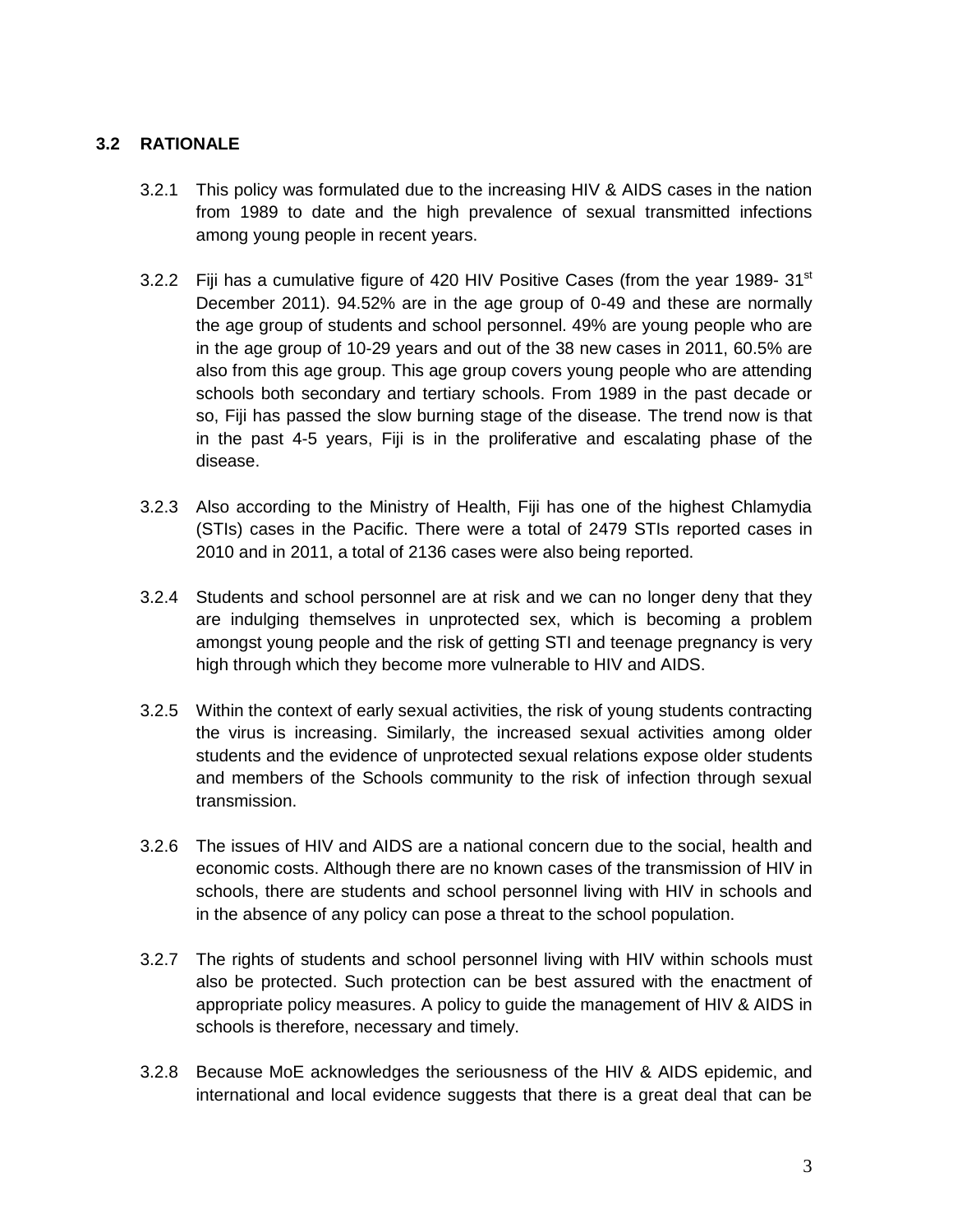### 3.2 RATIONALE

3.2.1 This policy was formulated due to the increasing HIV & AIDS cases in the nation from 1989 to date and the high prevalence of sexual transmitted infections among young people in recent years.

3.2.2 Fiji has a cumulative figure of 420 HIV Positive Cases (from the year 1989- 31st December 2011). 94.52% are in the age group of 0-49 and these are normally the age group of students and school personnel. 49% are young people who are in the age group of 10-29 years and out of the 38 new cases in 2011, 60.5% are also from this age group. This age group covers young people who are attending schools both secondary and tertiary schools. From 1989 in the past decade or so, Fiji has passed the slow burning stage of the disease. The trend now is that in the past 4-5 years, Fiji is in the proliferative and escalating phase of the disease.

3.2.3 Also according to the Ministry of Health, Fiji has one of the highest Chlamydia (STIs) cases in the Pacific. There were a total of 2479 STIs reported cases in 2010 and in 2011, a total of 2136 cases were also being reported.

3.2.4 Students and school personnel are at risk and we can no longer deny that they are indulging themselves in unprotected sex, which is becoming a problem amongst young people and the risk of getting STI and teenage pregnancy is very high through which they become more vulnerable to HIV and AIDS.

3.2.5 Within the context of early sexual activities, the risk of young students contracting the virus is increasing. Similarly, the increased sexual activities among older students and the evidence of unprotected sexual relations expose older students and members of the Schools community to the risk of infection through sexual transmission.

3.2.6 The issues of HIV and AIDS are a national concern due to the social, health and economic costs. Although there are no known cases of the transmission of HIV in schools, there are students and school personnel living with HIV in schools and in the absence of any policy can pose a threat to the school population.

3.2.7 The rights of students and school personnel living with HIV within schools must also be protected. Such protection can be best assured with the enactment of appropriate policy measures. A policy to guide the management of HIV & AIDS in schools is therefore, necessary and timely.

3.2.8 Because MoE acknowledges the seriousness of the HIV & AIDS epidemic, and international and local evidence suggests that there is a great deal that can be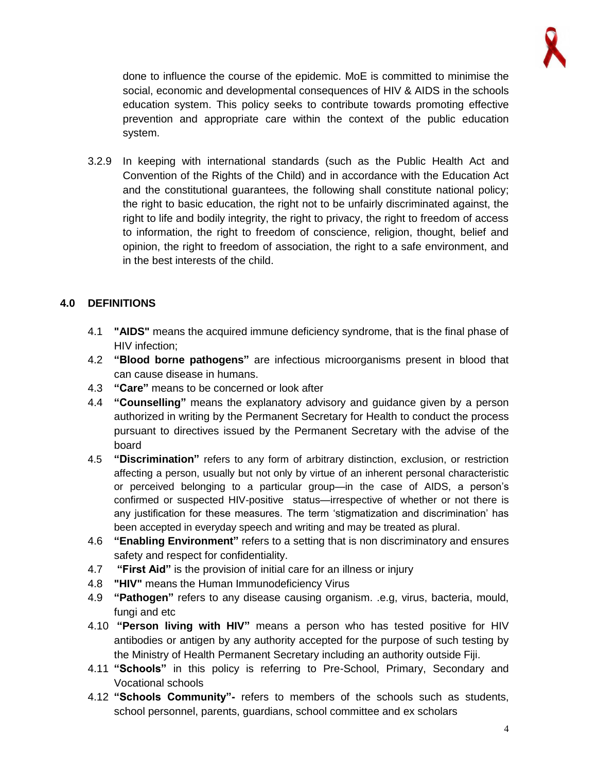done to influence the course of the epidemic. MoE is committed to minimise the social, economic and developmental consequences of HIV & AIDS in the schools education system. This policy seeks to contribute towards promoting effective prevention and appropriate care within the context of the public education system.

3.2.9 In keeping with international standards (such as the Public Health Act and Convention of the Rights of the Child) and in accordance with the Education Act and the constitutional guarantees, the following shall constitute national policy; the right to basic education, the right not to be unfairly discriminated against, the right to life and bodily integrity, the right to privacy, the right to freedom of access to information, the right to freedom of conscience, religion, thought, belief and opinion, the right to freedom of association, the right to a safe environment, and in the best interests of the child.

## 4.0 DEFINITIONS

4.1 **"AIDS"** means the acquired immune deficiency syndrome, that is the final phase of HIV infection;

4.2 **"Blood borne pathogens"** are infectious microorganisms present in blood that can cause disease in humans.

4.3 **"Care"** means to be concerned or look after

4.4 **"Counselling"** means the explanatory advisory and guidance given by a person authorized in writing by the Permanent Secretary for Health to conduct the process pursuant to directives issued by the Permanent Secretary with the advise of the board

4.5 **"Discrimination"** refers to any form of arbitrary distinction, exclusion, or restriction affecting a person, usually but not only by virtue of an inherent personal characteristic or perceived belonging to a particular group—in the case of AIDS, a person's confirmed or suspected HIV-positive status—irrespective of whether or not there is any justification for these measures. The term 'stigmatization and discrimination' has been accepted in everyday speech and writing and may be treated as plural.

4.6 **"Enabling Environment"** refers to a setting that is non discriminatory and ensures safety and respect for confidentiality.

4.7 **"First Aid"** is the provision of initial care for an illness or injury

4.8 **"HIV"** means the Human Immunodeficiency Virus

4.9 **"Pathogen"** refers to any disease causing organism. .e.g, virus, bacteria, mould, fungi and etc

4.10 **"Person living with HIV"** means a person who has tested positive for HIV antibodies or antigen by any authority accepted for the purpose of such testing by the Ministry of Health Permanent Secretary including an authority outside Fiji.

4.11 **"Schools"** in this policy is referring to Pre-School, Primary, Secondary and Vocational schools

4.12 **"Schools Community"-** refers to members of the schools such as students, school personnel, parents, guardians, school committee and ex scholars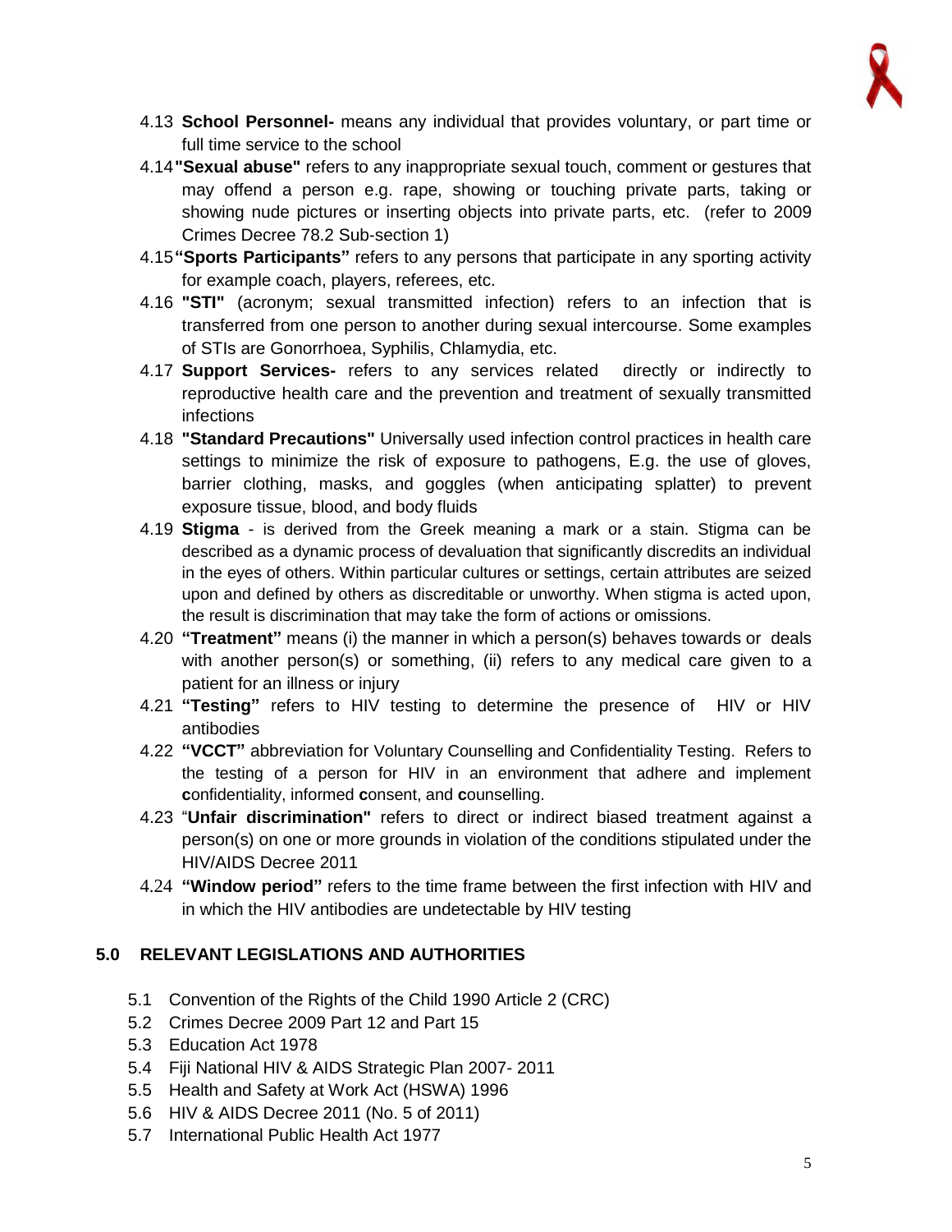4.13 **School Personnel-** means any individual that provides voluntary, or part time or full time service to the school

4.14 **"Sexual abuse"** refers to any inappropriate sexual touch, comment or gestures that may offend a person e.g. rape, showing or touching private parts, taking or showing nude pictures or inserting objects into private parts, etc. (refer to 2009 Crimes Decree 78.2 Sub-section 1)

4.15 **"Sports Participants"** refers to any persons that participate in any sporting activity for example coach, players, referees, etc.

4.16 **"STI"** (acronym; sexual transmitted infection) refers to an infection that is transferred from one person to another during sexual intercourse. Some examples of STIs are Gonorrhoea, Syphilis, Chlamydia, etc.

4.17 **Support Services-** refers to any services related directly or indirectly to reproductive health care and the prevention and treatment of sexually transmitted infections

4.18 **"Standard Precautions"** Universally used infection control practices in health care settings to minimize the risk of exposure to pathogens, E.g. the use of gloves, barrier clothing, masks, and goggles (when anticipating splatter) to prevent exposure tissue, blood, and body fluids

4.19 **Stigma** - is derived from the Greek meaning a mark or a stain. Stigma can be described as a dynamic process of devaluation that significantly discredits an individual in the eyes of others. Within particular cultures or settings, certain attributes are seized upon and defined by others as discreditable or unworthy. When stigma is acted upon, the result is discrimination that may take the form of actions or omissions.

4.20 **"Treatment"** means (i) the manner in which a person(s) behaves towards or deals with another person(s) or something, (ii) refers to any medical care given to a patient for an illness or injury

4.21 **"Testing"** refers to HIV testing to determine the presence of HIV or HIV antibodies

4.22 **"VCCT"** abbreviation for Voluntary Counselling and Confidentiality Testing. Refers to the testing of a person for HIV in an environment that adhere and implement **c**onfidentiality, informed **c**onsent, and **c**ounselling.

4.23 "**Unfair discrimination"** refers to direct or indirect biased treatment against a person(s) on one or more grounds in violation of the conditions stipulated under the HIV/AIDS Decree 2011

4.24 **"Window period"** refers to the time frame between the first infection with HIV and in which the HIV antibodies are undetectable by HIV testing

## 5.0 RELEVANT LEGISLATIONS AND AUTHORITIES

5.1 Convention of the Rights of the Child 1990 Article 2 (CRC)

5.2 Crimes Decree 2009 Part 12 and Part 15

5.3 Education Act 1978

5.4 Fiji National HIV & AIDS Strategic Plan 2007- 2011

5.5 Health and Safety at Work Act (HSWA) 1996

5.6 HIV & AIDS Decree 2011 (No. 5 of 2011)

5.7 International Public Health Act 1977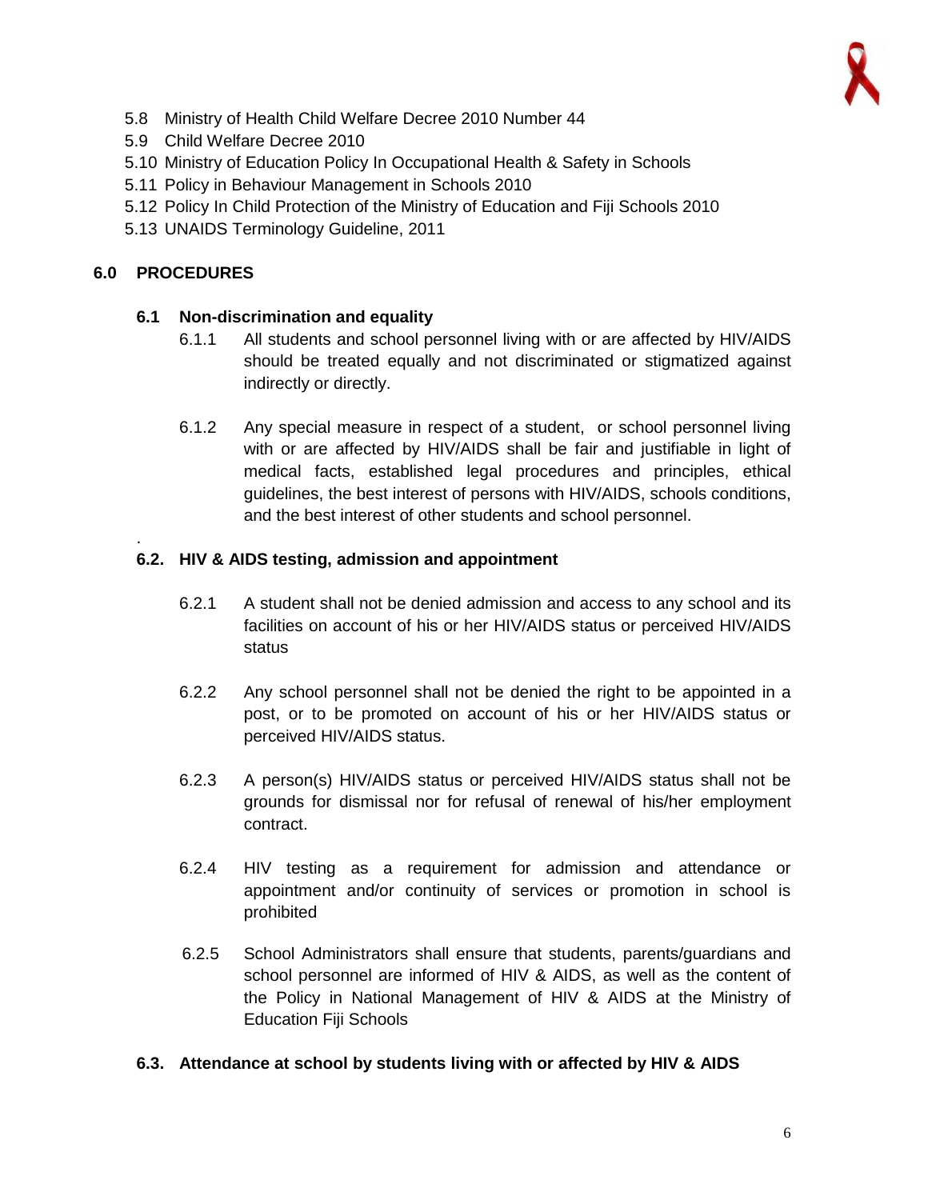5.8 Ministry of Health Child Welfare Decree 2010 Number 44
5.9 Child Welfare Decree 2010
5.10 Ministry of Education Policy In Occupational Health & Safety in Schools
5.11 Policy in Behaviour Management in Schools 2010
5.12 Policy In Child Protection of the Ministry of Education and Fiji Schools 2010
5.13 UNAIDS Terminology Guideline, 2011

## 6.0 PROCEDURES

### 6.1 Non-discrimination and equality

6.1.1 All students and school personnel living with or are affected by HIV/AIDS should be treated equally and not discriminated or stigmatized against indirectly or directly.

6.1.2 Any special measure in respect of a student, or school personnel living with or are affected by HIV/AIDS shall be fair and justifiable in light of medical facts, established legal procedures and principles, ethical guidelines, the best interest of persons with HIV/AIDS, schools conditions, and the best interest of other students and school personnel.

### 6.2. HIV & AIDS testing, admission and appointment

6.2.1 A student shall not be denied admission and access to any school and its facilities on account of his or her HIV/AIDS status or perceived HIV/AIDS status

6.2.2 Any school personnel shall not be denied the right to be appointed in a post, or to be promoted on account of his or her HIV/AIDS status or perceived HIV/AIDS status.

6.2.3 A person(s) HIV/AIDS status or perceived HIV/AIDS status shall not be grounds for dismissal nor for refusal of renewal of his/her employment contract.

6.2.4 HIV testing as a requirement for admission and attendance or appointment and/or continuity of services or promotion in school is prohibited

6.2.5 School Administrators shall ensure that students, parents/guardians and school personnel are informed of HIV & AIDS, as well as the content of the Policy in National Management of HIV & AIDS at the Ministry of Education Fiji Schools

### 6.3. Attendance at school by students living with or affected by HIV & AIDS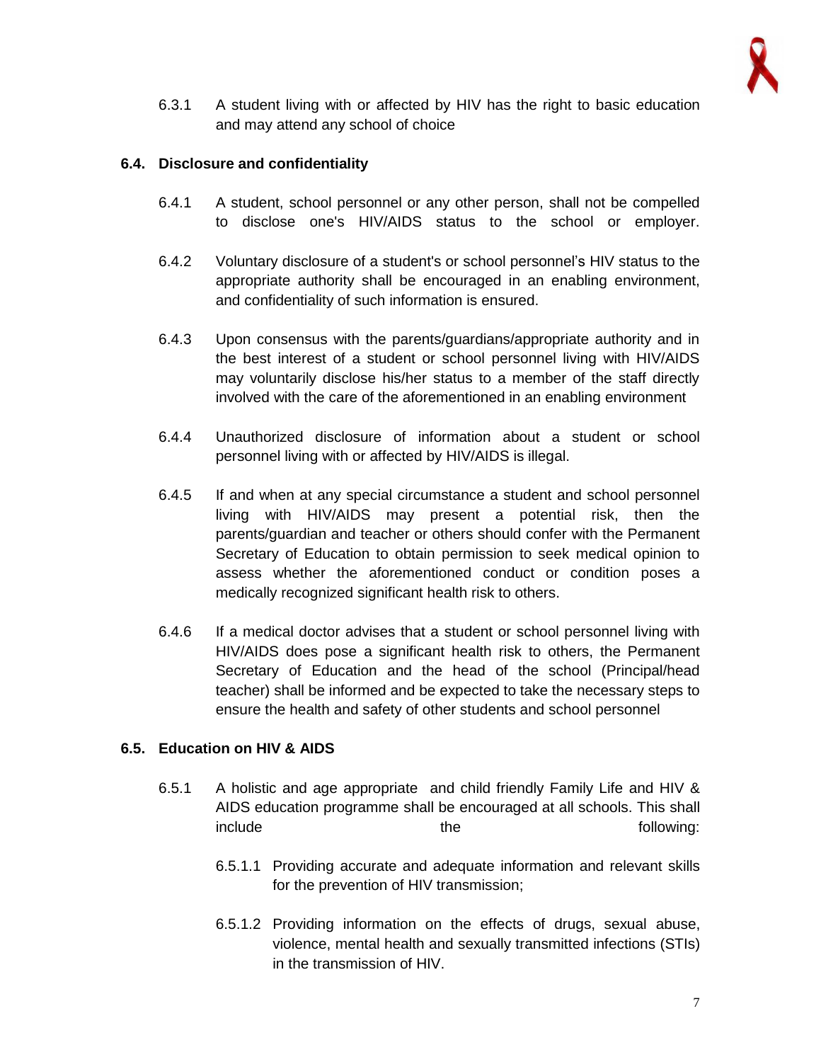6.3.1 A student living with or affected by HIV has the right to basic education and may attend any school of choice

### 6.4. Disclosure and confidentiality

6.4.1 A student, school personnel or any other person, shall not be compelled to disclose one's HIV/AIDS status to the school or employer.

6.4.2 Voluntary disclosure of a student's or school personnel's HIV status to the appropriate authority shall be encouraged in an enabling environment, and confidentiality of such information is ensured.

6.4.3 Upon consensus with the parents/guardians/appropriate authority and in the best interest of a student or school personnel living with HIV/AIDS may voluntarily disclose his/her status to a member of the staff directly involved with the care of the aforementioned in an enabling environment

6.4.4 Unauthorized disclosure of information about a student or school personnel living with or affected by HIV/AIDS is illegal.

6.4.5 If and when at any special circumstance a student and school personnel living with HIV/AIDS may present a potential risk, then the parents/guardian and teacher or others should confer with the Permanent Secretary of Education to obtain permission to seek medical opinion to assess whether the aforementioned conduct or condition poses a medically recognized significant health risk to others.

6.4.6 If a medical doctor advises that a student or school personnel living with HIV/AIDS does pose a significant health risk to others, the Permanent Secretary of Education and the head of the school (Principal/head teacher) shall be informed and be expected to take the necessary steps to ensure the health and safety of other students and school personnel

### 6.5. Education on HIV & AIDS

6.5.1 A holistic and age appropriate and child friendly Family Life and HIV & AIDS education programme shall be encouraged at all schools. This shall include the following:

6.5.1.1 Providing accurate and adequate information and relevant skills for the prevention of HIV transmission;

6.5.1.2 Providing information on the effects of drugs, sexual abuse, violence, mental health and sexually transmitted infections (STIs) in the transmission of HIV.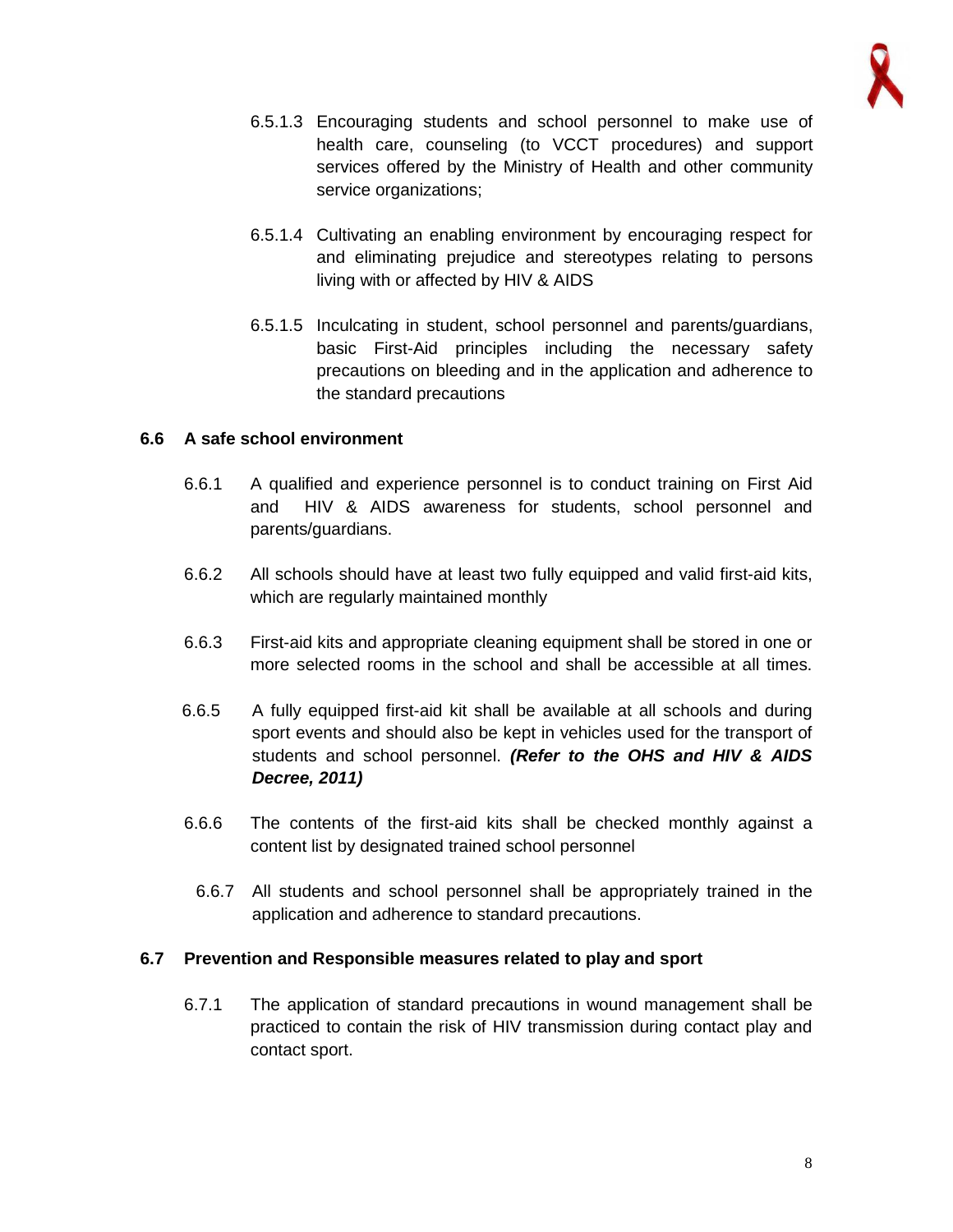6.5.1.3 Encouraging students and school personnel to make use of health care, counseling (to VCCT procedures) and support services offered by the Ministry of Health and other community service organizations;

6.5.1.4 Cultivating an enabling environment by encouraging respect for and eliminating prejudice and stereotypes relating to persons living with or affected by HIV & AIDS

6.5.1.5 Inculcating in student, school personnel and parents/guardians, basic First-Aid principles including the necessary safety precautions on bleeding and in the application and adherence to the standard precautions

## 6.6 A safe school environment

6.6.1 A qualified and experience personnel is to conduct training on First Aid and HIV & AIDS awareness for students, school personnel and parents/guardians.

6.6.2 All schools should have at least two fully equipped and valid first-aid kits, which are regularly maintained monthly

6.6.3 First-aid kits and appropriate cleaning equipment shall be stored in one or more selected rooms in the school and shall be accessible at all times.

6.6.5 A fully equipped first-aid kit shall be available at all schools and during sport events and should also be kept in vehicles used for the transport of students and school personnel. ***(Refer to the OHS and HIV & AIDS Decree, 2011)***

6.6.6 The contents of the first-aid kits shall be checked monthly against a content list by designated trained school personnel

6.6.7 All students and school personnel shall be appropriately trained in the application and adherence to standard precautions.

## 6.7 Prevention and Responsible measures related to play and sport

6.7.1 The application of standard precautions in wound management shall be practiced to contain the risk of HIV transmission during contact play and contact sport.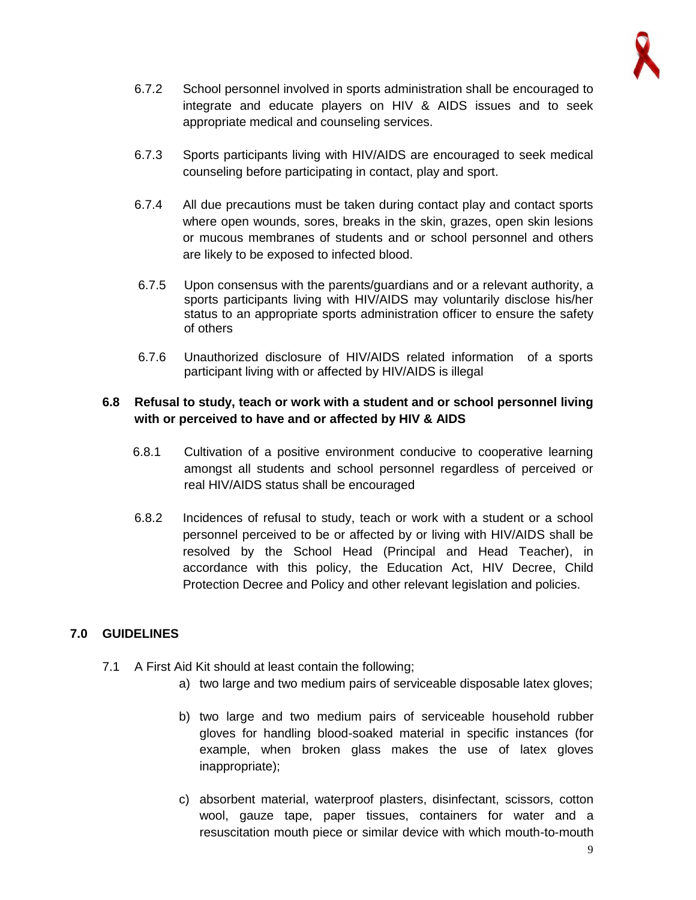6.7.2 School personnel involved in sports administration shall be encouraged to integrate and educate players on HIV & AIDS issues and to seek appropriate medical and counseling services.

6.7.3 Sports participants living with HIV/AIDS are encouraged to seek medical counseling before participating in contact, play and sport.

6.7.4 All due precautions must be taken during contact play and contact sports where open wounds, sores, breaks in the skin, grazes, open skin lesions or mucous membranes of students and or school personnel and others are likely to be exposed to infected blood.

6.7.5 Upon consensus with the parents/guardians and or a relevant authority, a sports participants living with HIV/AIDS may voluntarily disclose his/her status to an appropriate sports administration officer to ensure the safety of others

6.7.6 Unauthorized disclosure of HIV/AIDS related information of a sports participant living with or affected by HIV/AIDS is illegal

### 6.8 Refusal to study, teach or work with a student and or school personnel living with or perceived to have and or affected by HIV & AIDS

6.8.1 Cultivation of a positive environment conducive to cooperative learning amongst all students and school personnel regardless of perceived or real HIV/AIDS status shall be encouraged

6.8.2 Incidences of refusal to study, teach or work with a student or a school personnel perceived to be or affected by or living with HIV/AIDS shall be resolved by the School Head (Principal and Head Teacher), in accordance with this policy, the Education Act, HIV Decree, Child Protection Decree and Policy and other relevant legislation and policies.

## 7.0 GUIDELINES

7.1 A First Aid Kit should at least contain the following;

a) two large and two medium pairs of serviceable disposable latex gloves;

b) two large and two medium pairs of serviceable household rubber gloves for handling blood-soaked material in specific instances (for example, when broken glass makes the use of latex gloves inappropriate);

c) absorbent material, waterproof plasters, disinfectant, scissors, cotton wool, gauze tape, paper tissues, containers for water and a resuscitation mouth piece or similar device with which mouth-to-mouth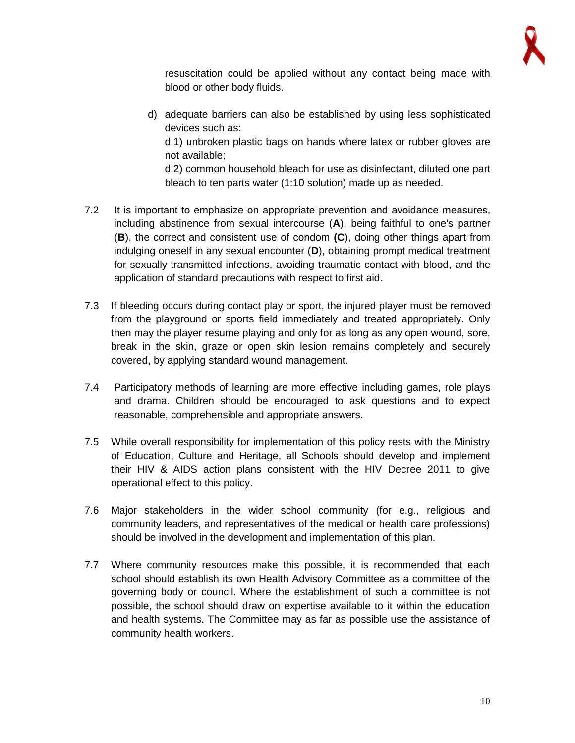resuscitation could be applied without any contact being made with blood or other body fluids.

d) adequate barriers can also be established by using less sophisticated devices such as:
   d.1) unbroken plastic bags on hands where latex or rubber gloves are not available;
   d.2) common household bleach for use as disinfectant, diluted one part bleach to ten parts water (1:10 solution) made up as needed.

7.2 It is important to emphasize on appropriate prevention and avoidance measures, including abstinence from sexual intercourse (**A**), being faithful to one's partner (**B**), the correct and consistent use of condom **(C)**, doing other things apart from indulging oneself in any sexual encounter (**D**), obtaining prompt medical treatment for sexually transmitted infections, avoiding traumatic contact with blood, and the application of standard precautions with respect to first aid.

7.3 If bleeding occurs during contact play or sport, the injured player must be removed from the playground or sports field immediately and treated appropriately. Only then may the player resume playing and only for as long as any open wound, sore, break in the skin, graze or open skin lesion remains completely and securely covered, by applying standard wound management.

7.4 Participatory methods of learning are more effective including games, role plays and drama. Children should be encouraged to ask questions and to expect reasonable, comprehensible and appropriate answers.

7.5 While overall responsibility for implementation of this policy rests with the Ministry of Education, Culture and Heritage, all Schools should develop and implement their HIV & AIDS action plans consistent with the HIV Decree 2011 to give operational effect to this policy.

7.6 Major stakeholders in the wider school community (for e.g., religious and community leaders, and representatives of the medical or health care professions) should be involved in the development and implementation of this plan.

7.7 Where community resources make this possible, it is recommended that each school should establish its own Health Advisory Committee as a committee of the governing body or council. Where the establishment of such a committee is not possible, the school should draw on expertise available to it within the education and health systems. The Committee may as far as possible use the assistance of community health workers.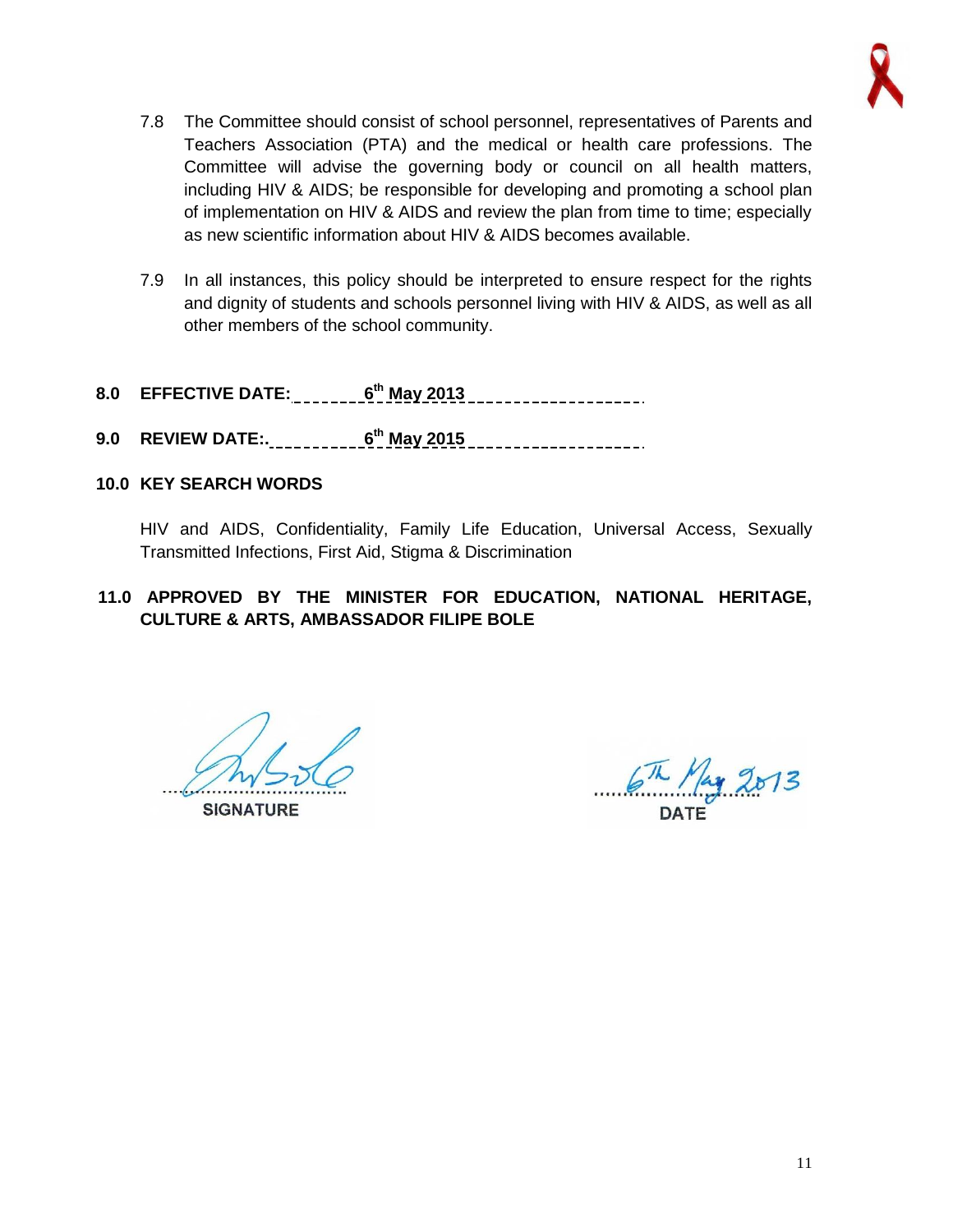7.8 The Committee should consist of school personnel, representatives of Parents and Teachers Association (PTA) and the medical or health care professions. The Committee will advise the governing body or council on all health matters, including HIV & AIDS; be responsible for developing and promoting a school plan of implementation on HIV & AIDS and review the plan from time to time; especially as new scientific information about HIV & AIDS becomes available.

7.9 In all instances, this policy should be interpreted to ensure respect for the rights and dignity of students and schools personnel living with HIV & AIDS, as well as all other members of the school community.

## 8.0 EFFECTIVE DATE: 6th May 2013

## 9.0 REVIEW DATE: 6th May 2015

## 10.0 KEY SEARCH WORDS

HIV and AIDS, Confidentiality, Family Life Education, Universal Access, Sexually Transmitted Infections, First Aid, Stigma & Discrimination

## 11.0 APPROVED BY THE MINISTER FOR EDUCATION, NATIONAL HERITAGE, CULTURE & ARTS, AMBASSADOR FILIPE BOLE

SIGNATURE

6th May 2013
DATE